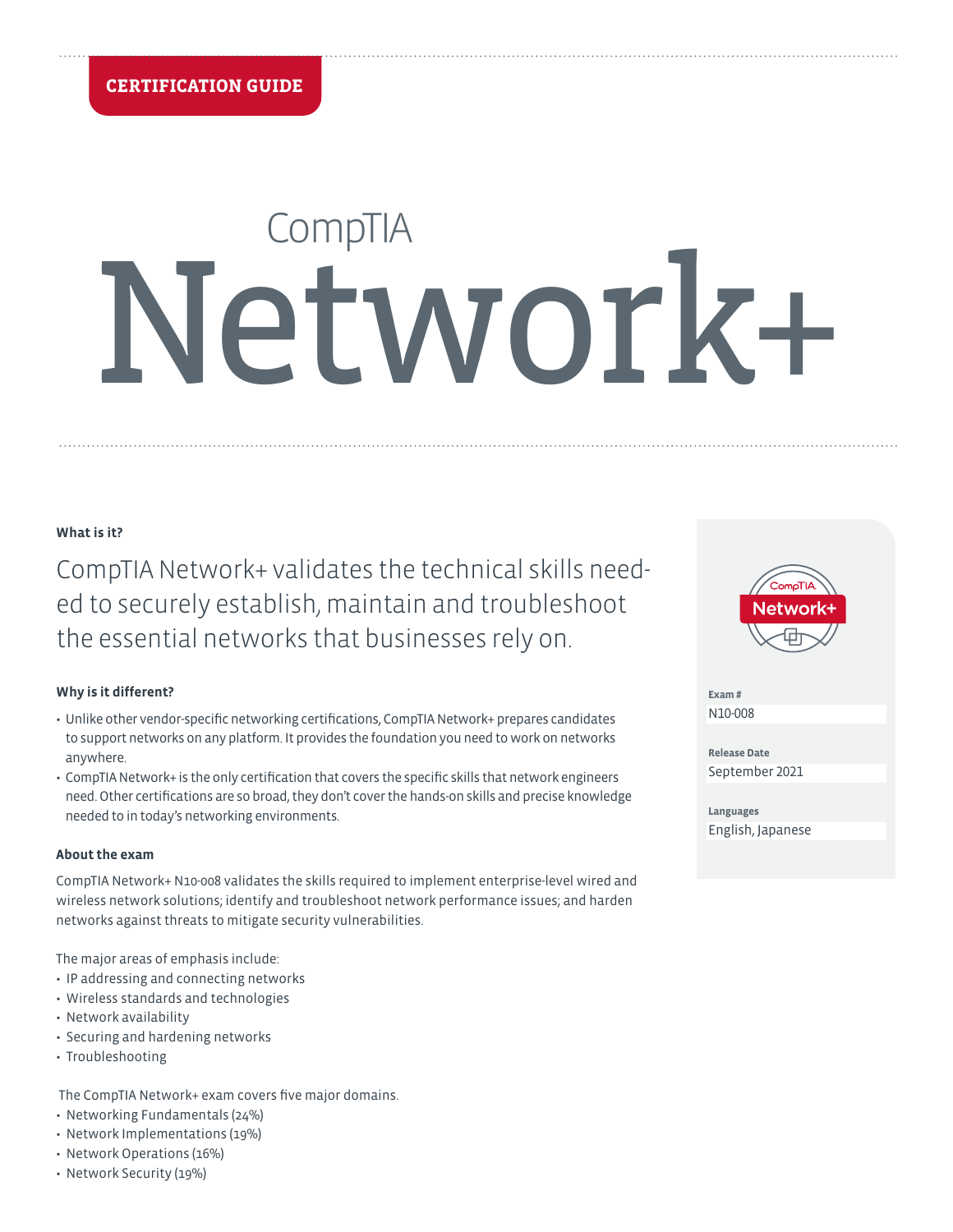CERTIFICATION GUIDE

# CompTIA Network+

**What is it?**

CompTIA Network+ validates the technical skills needed to securely establish, maintain and troubleshoot the essential networks that businesses rely on.

**Exam #**
N10-008

**Release Date**
September 2021

**Languages**
English, Japanese

**Why is it different?**

- Unlike other vendor-specific networking certifications, CompTIA Network+ prepares candidates to support networks on any platform. It provides the foundation you need to work on networks anywhere.
- CompTIA Network+ is the only certification that covers the specific skills that network engineers need. Other certifications are so broad, they don't cover the hands-on skills and precise knowledge needed to in today's networking environments.

**About the exam**

CompTIA Network+ N10-008 validates the skills required to implement enterprise-level wired and wireless network solutions; identify and troubleshoot network performance issues; and harden networks against threats to mitigate security vulnerabilities.

The major areas of emphasis include:

- IP addressing and connecting networks
- Wireless standards and technologies
- Network availability
- Securing and hardening networks
- Troubleshooting

The CompTIA Network+ exam covers five major domains.

- Networking Fundamentals (24%)
- Network Implementations (19%)
- Network Operations (16%)
- Network Security (19%)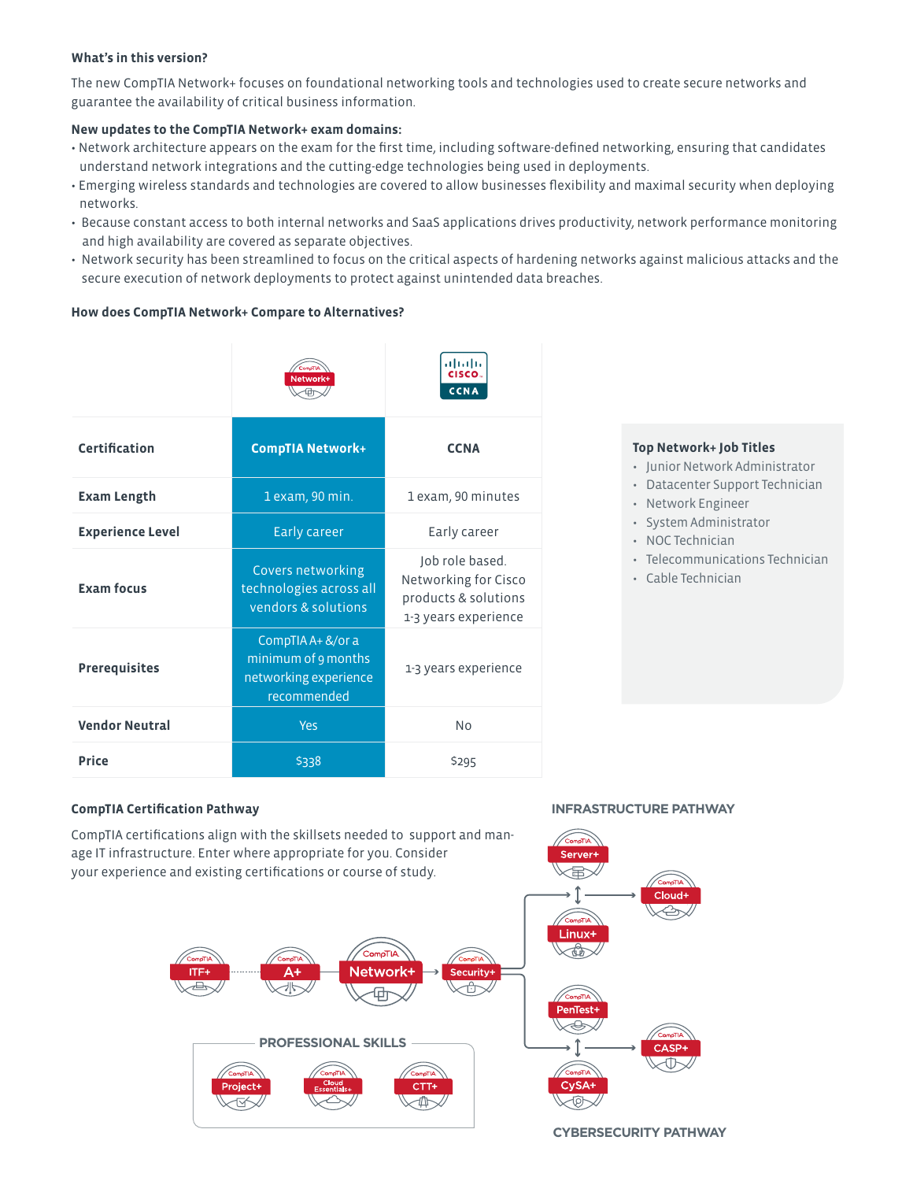**What's in this version?**

The new CompTIA Network+ focuses on foundational networking tools and technologies used to create secure networks and guarantee the availability of critical business information.

**New updates to the CompTIA Network+ exam domains:**

- Network architecture appears on the exam for the first time, including software-defined networking, ensuring that candidates understand network integrations and the cutting-edge technologies being used in deployments.
- Emerging wireless standards and technologies are covered to allow businesses flexibility and maximal security when deploying networks.
- Because constant access to both internal networks and SaaS applications drives productivity, network performance monitoring and high availability are covered as separate objectives.
- Network security has been streamlined to focus on the critical aspects of hardening networks against malicious attacks and the secure execution of network deployments to protect against unintended data breaches.

**How does CompTIA Network+ Compare to Alternatives?**

| Certification | CompTIA Network+ | CCNA |
|---|---|---|
| Exam Length | 1 exam, 90 min. | 1 exam, 90 minutes |
| Experience Level | Early career | Early career |
| Exam focus | Covers networking technologies across all vendors & solutions | Job role based. Networking for Cisco products & solutions 1-3 years experience |
| Prerequisites | CompTIA A+ &/or a minimum of 9 months networking experience recommended | 1-3 years experience |
| Vendor Neutral | Yes | No |
| Price | $338 | $295 |

**Top Network+ Job Titles**

- Junior Network Administrator
- Datacenter Support Technician
- Network Engineer
- System Administrator
- NOC Technician
- Telecommunications Technician
- Cable Technician

**CompTIA Certification Pathway**

CompTIA certifications align with the skillsets needed to support and manage IT infrastructure. Enter where appropriate for you. Consider your experience and existing certifications or course of study.

INFRASTRUCTURE PATHWAY

ITF+ → A+ → Network+ → Security+ → Server+ / Linux+ → Cloud+

Security+ → PenTest+ / CySA+ → CASP+

CYBERSECURITY PATHWAY

PROFESSIONAL SKILLS

Project+ | Cloud Essentials+ | CTT+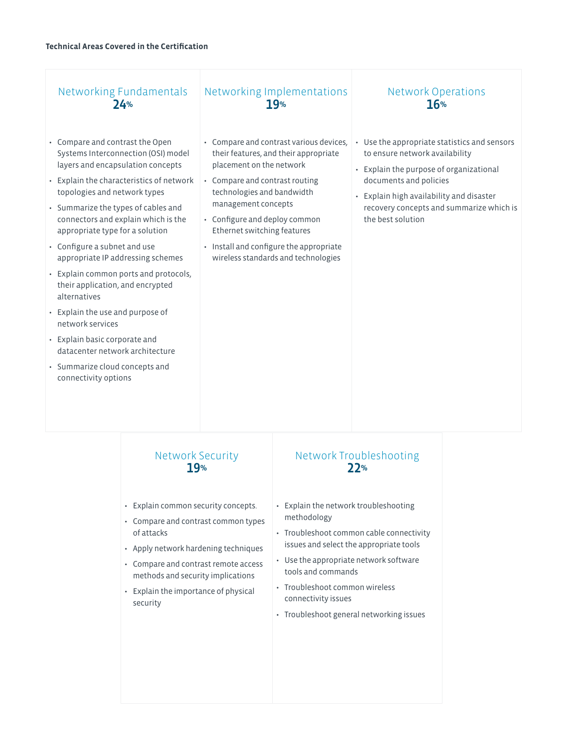**Technical Areas Covered in the Certification**

## Networking Fundamentals
**24%**

- Compare and contrast the Open Systems Interconnection (OSI) model layers and encapsulation concepts
- Explain the characteristics of network topologies and network types
- Summarize the types of cables and connectors and explain which is the appropriate type for a solution
- Configure a subnet and use appropriate IP addressing schemes
- Explain common ports and protocols, their application, and encrypted alternatives
- Explain the use and purpose of network services
- Explain basic corporate and datacenter network architecture
- Summarize cloud concepts and connectivity options

## Networking Implementations
**19%**

- Compare and contrast various devices, their features, and their appropriate placement on the network
- Compare and contrast routing technologies and bandwidth management concepts
- Configure and deploy common Ethernet switching features
- Install and configure the appropriate wireless standards and technologies

## Network Operations
**16%**

- Use the appropriate statistics and sensors to ensure network availability
- Explain the purpose of organizational documents and policies
- Explain high availability and disaster recovery concepts and summarize which is the best solution

## Network Security
**19%**

- Explain common security concepts.
- Compare and contrast common types of attacks
- Apply network hardening techniques
- Compare and contrast remote access methods and security implications
- Explain the importance of physical security

## Network Troubleshooting
**22%**

- Explain the network troubleshooting methodology
- Troubleshoot common cable connectivity issues and select the appropriate tools
- Use the appropriate network software tools and commands
- Troubleshoot common wireless connectivity issues
- Troubleshoot general networking issues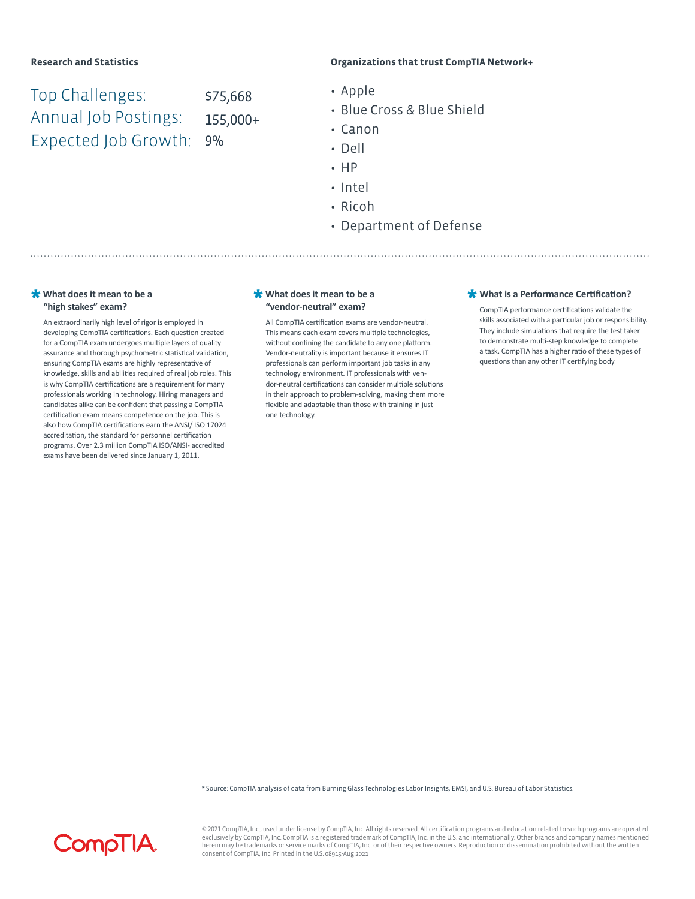## Research and Statistics

| | |
|---|---|
| Top Challenges: | $75,668 |
| Annual Job Postings: | 155,000+ |
| Expected Job Growth: | 9% |

## Organizations that trust CompTIA Network+

- Apple
- Blue Cross & Blue Shield
- Canon
- Dell
- HP
- Intel
- Ricoh
- Department of Defense

### What does it mean to be a "high stakes" exam?

An extraordinarily high level of rigor is employed in developing CompTIA certifications. Each question created for a CompTIA exam undergoes multiple layers of quality assurance and thorough psychometric statistical validation, ensuring CompTIA exams are highly representative of knowledge, skills and abilities required of real job roles. This is why CompTIA certifications are a requirement for many professionals working in technology. Hiring managers and candidates alike can be confident that passing a CompTIA certification exam means competence on the job. This is also how CompTIA certifications earn the ANSI/ ISO 17024 accreditation, the standard for personnel certification programs. Over 2.3 million CompTIA ISO/ANSI- accredited exams have been delivered since January 1, 2011.

### What does it mean to be a "vendor-neutral" exam?

All CompTIA certification exams are vendor-neutral. This means each exam covers multiple technologies, without confining the candidate to any one platform. Vendor-neutrality is important because it ensures IT professionals can perform important job tasks in any technology environment. IT professionals with vendor-neutral certifications can consider multiple solutions in their approach to problem-solving, making them more flexible and adaptable than those with training in just one technology.

### What is a Performance Certification?

CompTIA performance certifications validate the skills associated with a particular job or responsibility. They include simulations that require the test taker to demonstrate multi-step knowledge to complete a task. CompTIA has a higher ratio of these types of questions than any other IT certifying body

* Source: CompTIA analysis of data from Burning Glass Technologies Labor Insights, EMSI, and U.S. Bureau of Labor Statistics.

CompTIA

© 2021 CompTIA, Inc., used under license by CompTIA, Inc. All rights reserved. All certification programs and education related to such programs are operated exclusively by CompTIA, Inc. CompTIA is a registered trademark of CompTIA, Inc. in the U.S. and internationally. Other brands and company names mentioned herein may be trademarks or service marks of CompTIA, Inc. or of their respective owners. Reproduction or dissemination prohibited without the written consent of CompTIA, Inc. Printed in the U.S. 08915-Aug 2021